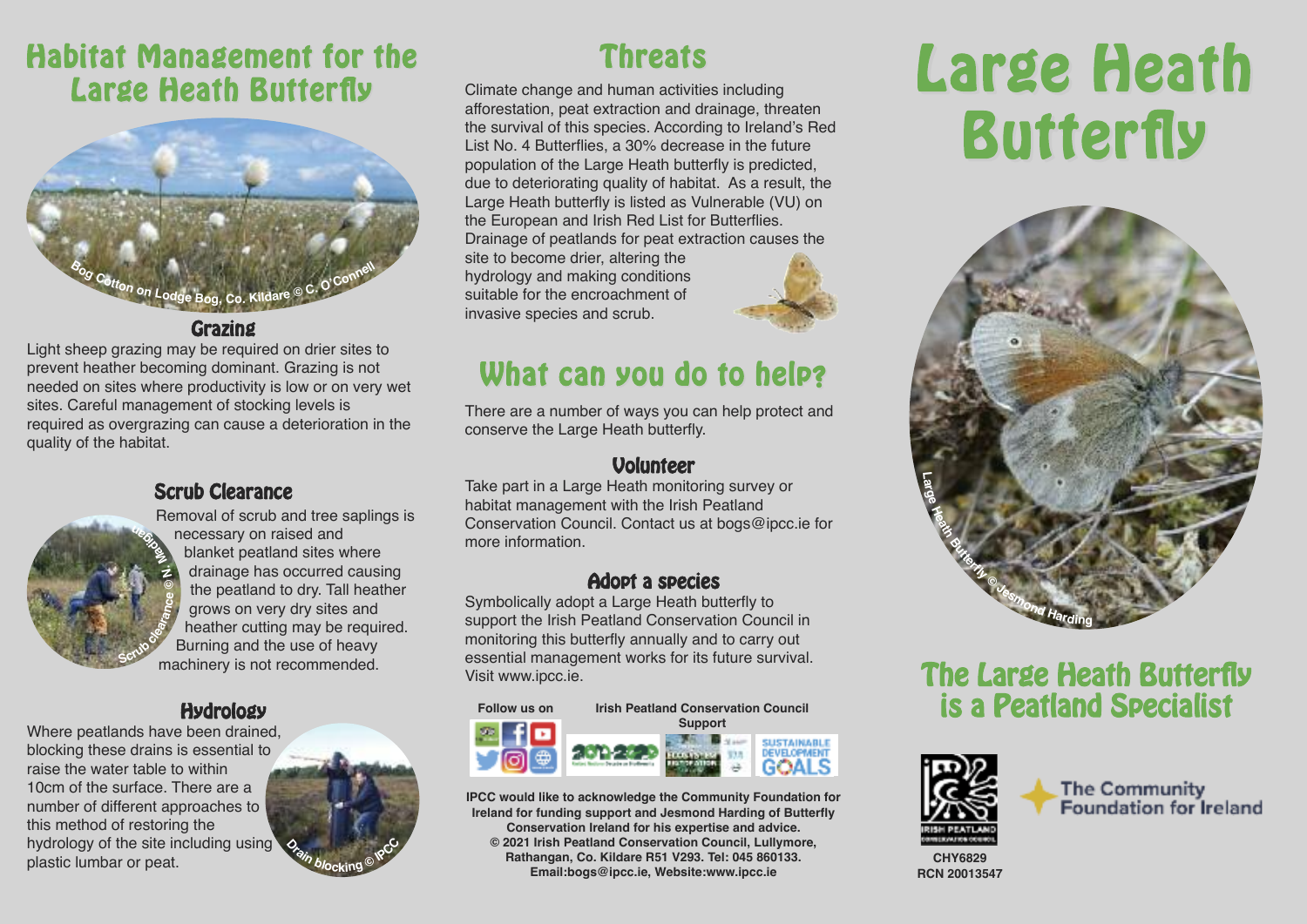## Habitat Management for the Large Heath Butterfly

Bog Cotton on Lodge Bog, Co. Kildare © C. O'Connell

### Grazing

Light sheep grazing may be required on drier sites to prevent heather becoming dominant. Grazing is not needed on sites where productivity is low or on very wet sites. Careful management of stocking levels is required as overgrazing can cause a deterioration in the quality of the habitat.

### Scrub Clearance

Removal of scrub and tree saplings is necessary on raised and blanket peatland sites where drainage has occurred causing the peatland to dry. Tall heather grows on very dry sites and heather cutting may be required. Burning and the use of heavy machinery is not recommended.

Scrub clearance © N. Madigan

### Hydrology

Where peatlands have been drained, blocking these drains is essential to raise the water table to within 10cm of the surface. There are a number of different approaches to this method of restoring the hydrology of the site including using plastic lumbar or peat.

Drain blocking © IPCC

## Threats

Climate change and human activities including afforestation, peat extraction and drainage, threaten the survival of this species. According to Ireland's Red List No. 4 Butterflies, a 30% decrease in the future population of the Large Heath butterfly is predicted, due to deteriorating quality of habitat. As a result, the Large Heath butterfly is listed as Vulnerable (VU) on the European and Irish Red List for Butterflies. Drainage of peatlands for peat extraction causes the site to become drier, altering the hydrology and making conditions suitable for the encroachment of invasive species and scrub.

## What can you do to help?

There are a number of ways you can help protect and conserve the Large Heath butterfly.

### Volunteer

Take part in a Large Heath monitoring survey or habitat management with the Irish Peatland Conservation Council. Contact us at bogs@ipcc.ie for more information.

### Adopt a species

Symbolically adopt a Large Heath butterfly to support the Irish Peatland Conservation Council in monitoring this butterfly annually and to carry out essential management works for its future survival. Visit www.ipcc.ie.

**Follow us on**

**Irish Peatland Conservation Council Support**

**IPCC would like to acknowledge the Community Foundation for Ireland for funding support and Jesmond Harding of Butterfly Conservation Ireland for his expertise and advice.**
**© 2021 Irish Peatland Conservation Council, Lullymore, Rathangan, Co. Kildare R51 V293. Tel: 045 860133.**
**Email:bogs@ipcc.ie, Website:www.ipcc.ie**

# Large Heath Butterfly

Large Heath Butterfly © Jesmond Harding

## The Large Heath Butterfly is a Peatland Specialist

CHY6829
RCN 20013547

The Community Foundation for Ireland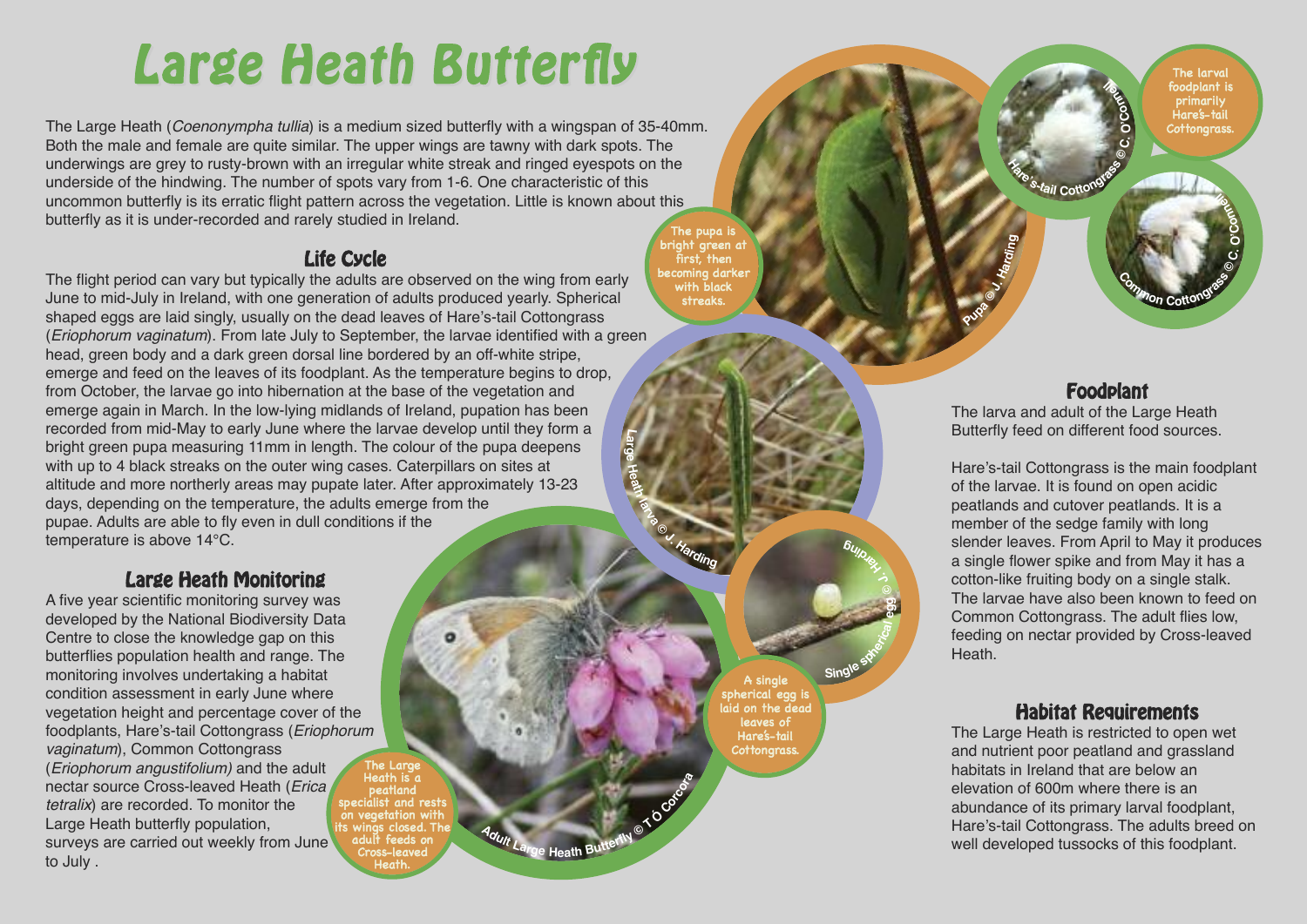# Large Heath Butterfly

The Large Heath (*Coenonympha tullia*) is a medium sized butterfly with a wingspan of 35-40mm. Both the male and female are quite similar. The upper wings are tawny with dark spots. The underwings are grey to rusty-brown with an irregular white streak and ringed eyespots on the underside of the hindwing. The number of spots vary from 1-6. One characteristic of this uncommon butterfly is its erratic flight pattern across the vegetation. Little is known about this butterfly as it is under-recorded and rarely studied in Ireland.

## Life Cycle

The flight period can vary but typically the adults are observed on the wing from early June to mid-July in Ireland, with one generation of adults produced yearly. Spherical shaped eggs are laid singly, usually on the dead leaves of Hare's-tail Cottongrass (*Eriophorum vaginatum*). From late July to September, the larvae identified with a green head, green body and a dark green dorsal line bordered by an off-white stripe, emerge and feed on the leaves of its foodplant. As the temperature begins to drop, from October, the larvae go into hibernation at the base of the vegetation and emerge again in March. In the low-lying midlands of Ireland, pupation has been recorded from mid-May to early June where the larvae develop until they form a bright green pupa measuring 11mm in length. The colour of the pupa deepens with up to 4 black streaks on the outer wing cases. Caterpillars on sites at altitude and more northerly areas may pupate later. After approximately 13-23 days, depending on the temperature, the adults emerge from the pupae. Adults are able to fly even in dull conditions if the temperature is above 14°C.

## Large Heath Monitoring

A five year scientific monitoring survey was developed by the National Biodiversity Data Centre to close the knowledge gap on this butterflies population health and range. The monitoring involves undertaking a habitat condition assessment in early June where vegetation height and percentage cover of the foodplants, Hare's-tail Cottongrass (*Eriophorum vaginatum*), Common Cottongrass (*Eriophorum angustifolium)* and the adult nectar source Cross-leaved Heath (*Erica tetralix*) are recorded. To monitor the Large Heath butterfly population, surveys are carried out weekly from June to July .

The pupa is bright green at first, then becoming darker with black streaks.

Pupa © J. Harding

Hare's-tail Cottongrass © C. O'Connell

The larval foodplant is primarily Hare's-tail Cottongrass.

Common Cottongrass © C. O'Connell

Large Heath larva © J. Harding

Single spherical egg © J. Harding

A single spherical egg is laid on the dead leaves of Hare's-tail Cottongrass.

Adult Large Heath Butterfly © T Ó Corcora

The Large Heath is a peatland specialist and rests on vegetation with its wings closed. The adult feeds on Cross-leaved Heath.

## Foodplant

The larva and adult of the Large Heath Butterfly feed on different food sources.

Hare's-tail Cottongrass is the main foodplant of the larvae. It is found on open acidic peatlands and cutover peatlands. It is a member of the sedge family with long slender leaves. From April to May it produces a single flower spike and from May it has a cotton-like fruiting body on a single stalk. The larvae have also been known to feed on Common Cottongrass. The adult flies low, feeding on nectar provided by Cross-leaved Heath.

## Habitat Requirements

The Large Heath is restricted to open wet and nutrient poor peatland and grassland habitats in Ireland that are below an elevation of 600m where there is an abundance of its primary larval foodplant, Hare's-tail Cottongrass. The adults breed on well developed tussocks of this foodplant.